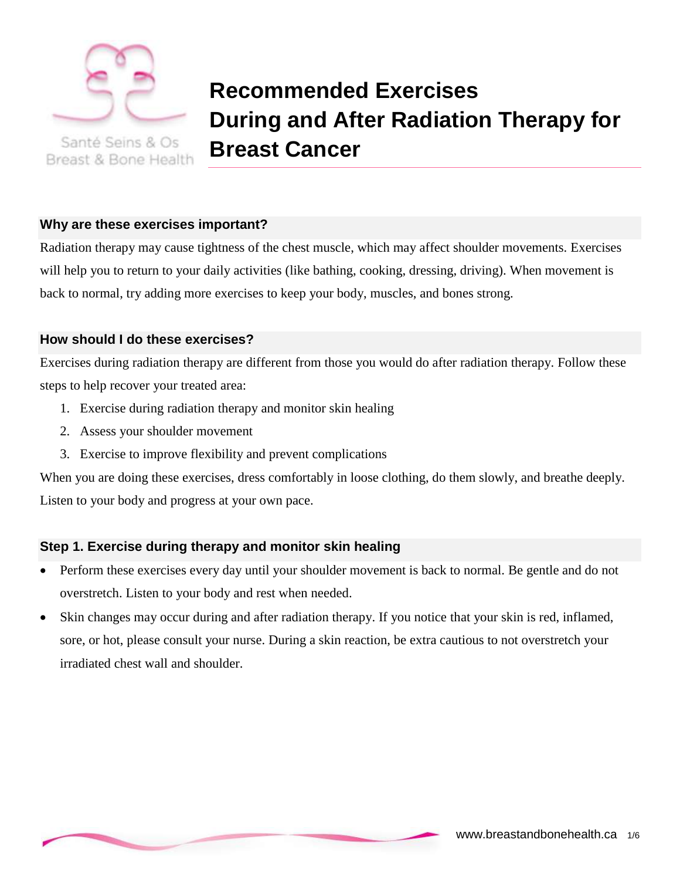Santé Seins & Os
Breast & Bone Health

# Recommended Exercises During and After Radiation Therapy for Breast Cancer

## Why are these exercises important?

Radiation therapy may cause tightness of the chest muscle, which may affect shoulder movements. Exercises will help you to return to your daily activities (like bathing, cooking, dressing, driving). When movement is back to normal, try adding more exercises to keep your body, muscles, and bones strong.

## How should I do these exercises?

Exercises during radiation therapy are different from those you would do after radiation therapy. Follow these steps to help recover your treated area:

1. Exercise during radiation therapy and monitor skin healing
2. Assess your shoulder movement
3. Exercise to improve flexibility and prevent complications

When you are doing these exercises, dress comfortably in loose clothing, do them slowly, and breathe deeply. Listen to your body and progress at your own pace.

## Step 1. Exercise during therapy and monitor skin healing

- Perform these exercises every day until your shoulder movement is back to normal. Be gentle and do not overstretch. Listen to your body and rest when needed.
- Skin changes may occur during and after radiation therapy. If you notice that your skin is red, inflamed, sore, or hot, please consult your nurse. During a skin reaction, be extra cautious to not overstretch your irradiated chest wall and shoulder.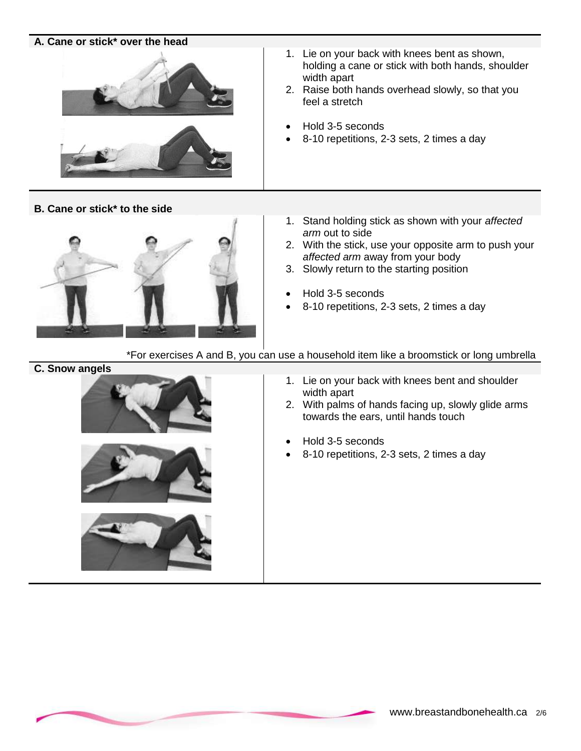### A. Cane or stick* over the head

1. Lie on your back with knees bent as shown, holding a cane or stick with both hands, shoulder width apart
2. Raise both hands overhead slowly, so that you feel a stretch

- Hold 3-5 seconds
- 8-10 repetitions, 2-3 sets, 2 times a day

### B. Cane or stick* to the side

1. Stand holding stick as shown with your *affected arm* out to side
2. With the stick, use your opposite arm to push your *affected arm* away from your body
3. Slowly return to the starting position

- Hold 3-5 seconds
- 8-10 repetitions, 2-3 sets, 2 times a day

*For exercises A and B, you can use a household item like a broomstick or long umbrella

### C. Snow angels

1. Lie on your back with knees bent and shoulder width apart
2. With palms of hands facing up, slowly glide arms towards the ears, until hands touch

- Hold 3-5 seconds
- 8-10 repetitions, 2-3 sets, 2 times a day

www.breastandbonehealth.ca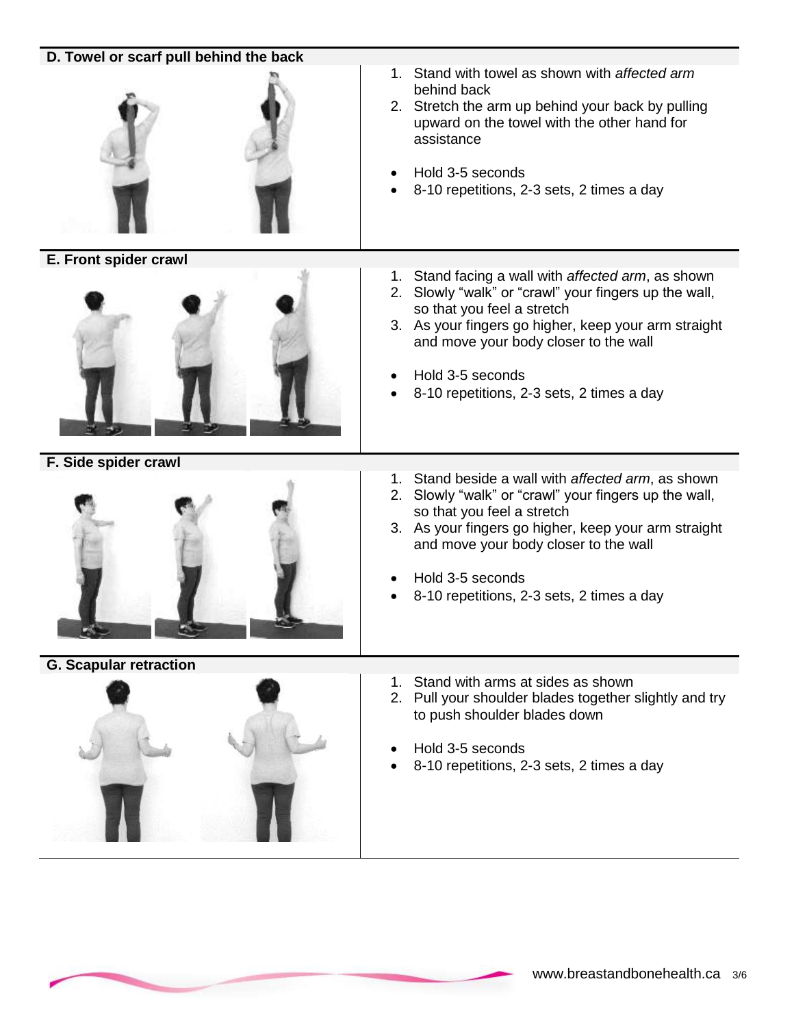## D. Towel or scarf pull behind the back

1. Stand with towel as shown with *affected arm* behind back
2. Stretch the arm up behind your back by pulling upward on the towel with the other hand for assistance

- Hold 3-5 seconds
- 8-10 repetitions, 2-3 sets, 2 times a day

## E. Front spider crawl

1. Stand facing a wall with *affected arm*, as shown
2. Slowly "walk" or "crawl" your fingers up the wall, so that you feel a stretch
3. As your fingers go higher, keep your arm straight and move your body closer to the wall

- Hold 3-5 seconds
- 8-10 repetitions, 2-3 sets, 2 times a day

## F. Side spider crawl

1. Stand beside a wall with *affected arm*, as shown
2. Slowly "walk" or "crawl" your fingers up the wall, so that you feel a stretch
3. As your fingers go higher, keep your arm straight and move your body closer to the wall

- Hold 3-5 seconds
- 8-10 repetitions, 2-3 sets, 2 times a day

## G. Scapular retraction

1. Stand with arms at sides as shown
2. Pull your shoulder blades together slightly and try to push shoulder blades down

- Hold 3-5 seconds
- 8-10 repetitions, 2-3 sets, 2 times a day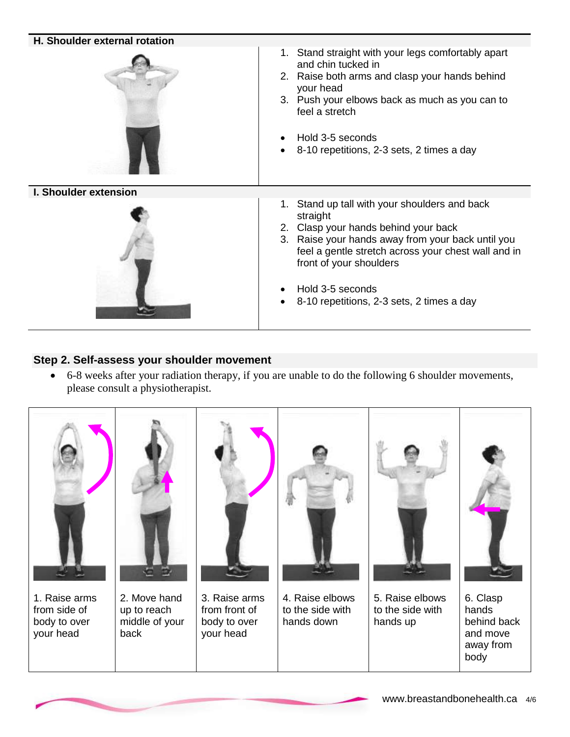### H. Shoulder external rotation

1. Stand straight with your legs comfortably apart and chin tucked in
2. Raise both arms and clasp your hands behind your head
3. Push your elbows back as much as you can to feel a stretch

- Hold 3-5 seconds
- 8-10 repetitions, 2-3 sets, 2 times a day

### I. Shoulder extension

1. Stand up tall with your shoulders and back straight
2. Clasp your hands behind your back
3. Raise your hands away from your back until you feel a gentle stretch across your chest wall and in front of your shoulders

- Hold 3-5 seconds
- 8-10 repetitions, 2-3 sets, 2 times a day

## Step 2. Self-assess your shoulder movement

- 6-8 weeks after your radiation therapy, if you are unable to do the following 6 shoulder movements, please consult a physiotherapist.

| 1. Raise arms from side of body to over your head | 2. Move hand up to reach middle of your back | 3. Raise arms from front of body to over your head | 4. Raise elbows to the side with hands down | 5. Raise elbows to the side with hands up | 6. Clasp hands behind back and move away from body |
|---|---|---|---|---|---|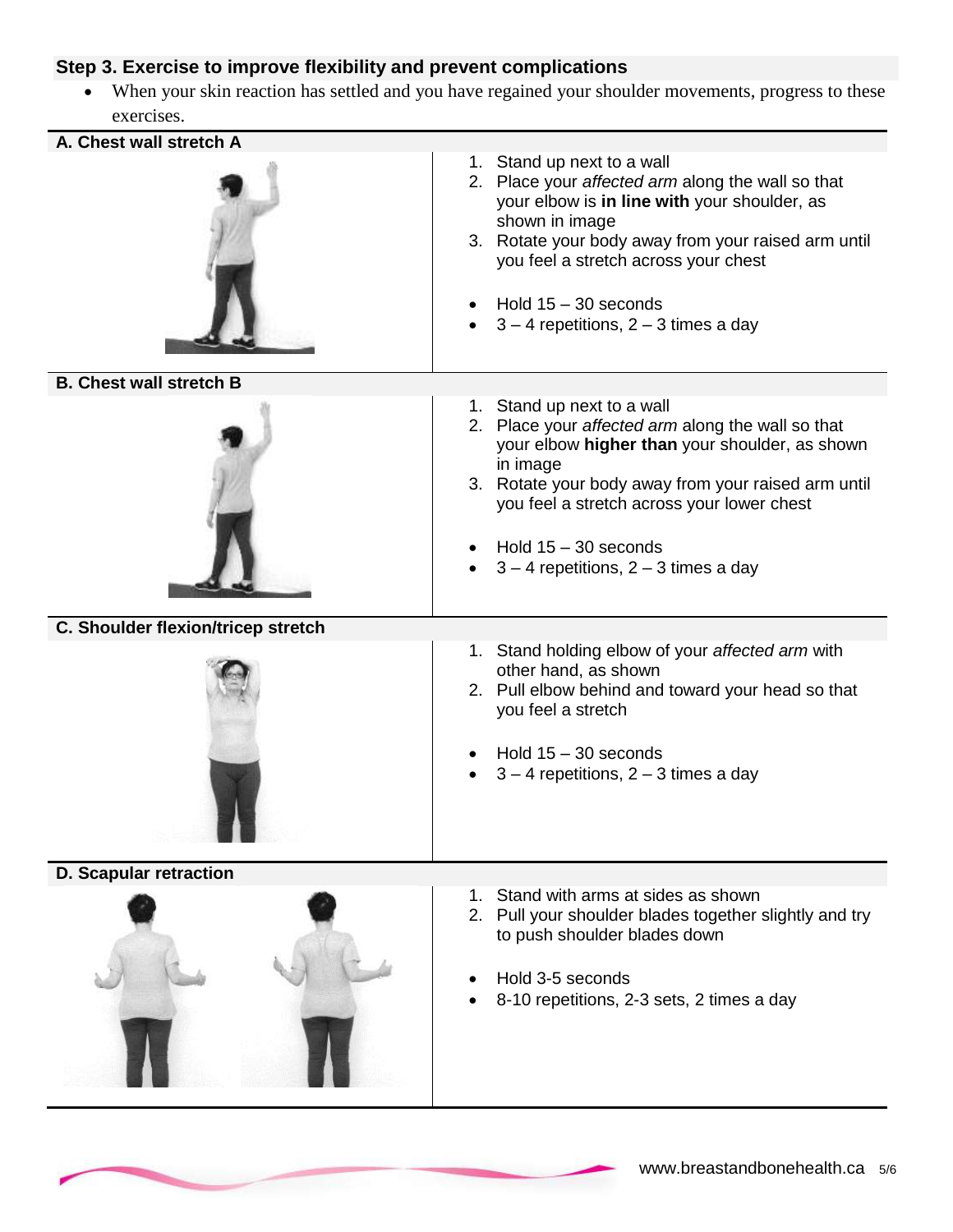## Step 3. Exercise to improve flexibility and prevent complications

- When your skin reaction has settled and you have regained your shoulder movements, progress to these exercises.

### A. Chest wall stretch A

1. Stand up next to a wall
2. Place your *affected arm* along the wall so that your elbow is **in line with** your shoulder, as shown in image
3. Rotate your body away from your raised arm until you feel a stretch across your chest

- Hold 15 – 30 seconds
- 3 – 4 repetitions, 2 – 3 times a day

### B. Chest wall stretch B

1. Stand up next to a wall
2. Place your *affected arm* along the wall so that your elbow **higher than** your shoulder, as shown in image
3. Rotate your body away from your raised arm until you feel a stretch across your lower chest

- Hold 15 – 30 seconds
- 3 – 4 repetitions, 2 – 3 times a day

### C. Shoulder flexion/tricep stretch

1. Stand holding elbow of your *affected arm* with other hand, as shown
2. Pull elbow behind and toward your head so that you feel a stretch

- Hold 15 – 30 seconds
- 3 – 4 repetitions, 2 – 3 times a day

### D. Scapular retraction

1. Stand with arms at sides as shown
2. Pull your shoulder blades together slightly and try to push shoulder blades down

- Hold 3-5 seconds
- 8-10 repetitions, 2-3 sets, 2 times a day

www.breastandbonehealth.ca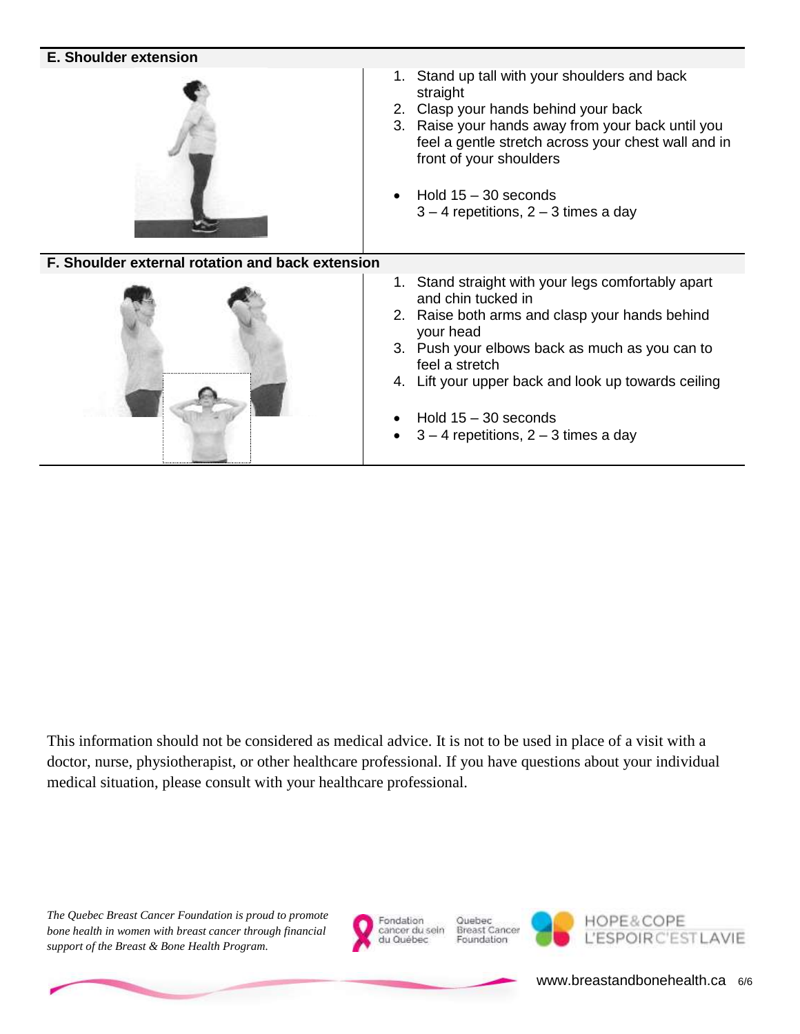### E. Shoulder extension

1. Stand up tall with your shoulders and back straight
2. Clasp your hands behind your back
3. Raise your hands away from your back until you feel a gentle stretch across your chest wall and in front of your shoulders

- Hold 15 – 30 seconds
  3 – 4 repetitions, 2 – 3 times a day

### F. Shoulder external rotation and back extension

1. Stand straight with your legs comfortably apart and chin tucked in
2. Raise both arms and clasp your hands behind your head
3. Push your elbows back as much as you can to feel a stretch
4. Lift your upper back and look up towards ceiling

- Hold 15 – 30 seconds
- 3 – 4 repetitions, 2 – 3 times a day

This information should not be considered as medical advice. It is not to be used in place of a visit with a doctor, nurse, physiotherapist, or other healthcare professional. If you have questions about your individual medical situation, please consult with your healthcare professional.

*The Quebec Breast Cancer Foundation is proud to promote bone health in women with breast cancer through financial support of the Breast & Bone Health Program.*

Fondation cancer du sein du Québec | Quebec Breast Cancer Foundation

HOPE&COPE L'ESPOIR C'EST LA VIE

www.breastandbonehealth.ca